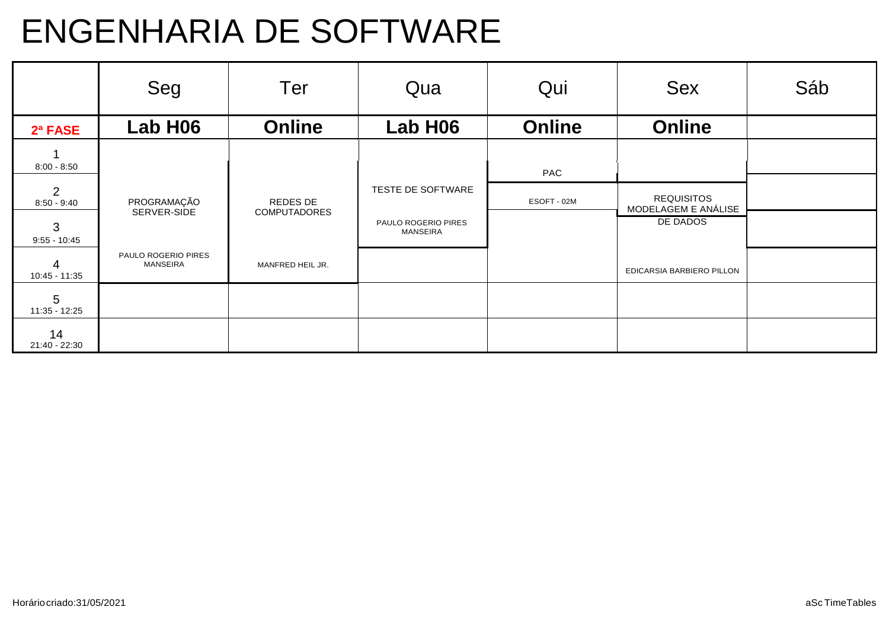# ENGENHARIA DE SOFTWARE

| | Seg | Ter | Qua | Qui | Sex | Sáb |
|---|---|---|---|---|---|---|
| **2ª FASE** | **Lab H06** | **Online** | **Lab H06** | **Online** | **Online** | |
| 1<br>8:00 - 8:50 | PROGRAMAÇÃO SERVER-SIDE<br>PAULO ROGERIO PIRES MANSEIRA | REDES DE COMPUTADORES<br>MANFRED HEIL JR. | TESTE DE SOFTWARE<br>PAULO ROGERIO PIRES MANSEIRA | PAC | | |
| 2<br>8:50 - 9:40 | PROGRAMAÇÃO SERVER-SIDE<br>PAULO ROGERIO PIRES MANSEIRA | REDES DE COMPUTADORES<br>MANFRED HEIL JR. | TESTE DE SOFTWARE<br>PAULO ROGERIO PIRES MANSEIRA | ESOFT - 02M | REQUISITOS | |
| 3<br>9:55 - 10:45 | PROGRAMAÇÃO SERVER-SIDE<br>PAULO ROGERIO PIRES MANSEIRA | REDES DE COMPUTADORES<br>MANFRED HEIL JR. | TESTE DE SOFTWARE<br>PAULO ROGERIO PIRES MANSEIRA | | MODELAGEM E ANÁLISE DE DADOS<br>EDICARSIA BARBIERO PILLON | |
| 4<br>10:45 - 11:35 | PROGRAMAÇÃO SERVER-SIDE<br>PAULO ROGERIO PIRES MANSEIRA | REDES DE COMPUTADORES<br>MANFRED HEIL JR. | | | MODELAGEM E ANÁLISE DE DADOS<br>EDICARSIA BARBIERO PILLON | |
| 5<br>11:35 - 12:25 | | | | | | |
| 14<br>21:40 - 22:30 | | | | | | |

Horário criado:31/05/2021

aSc TimeTables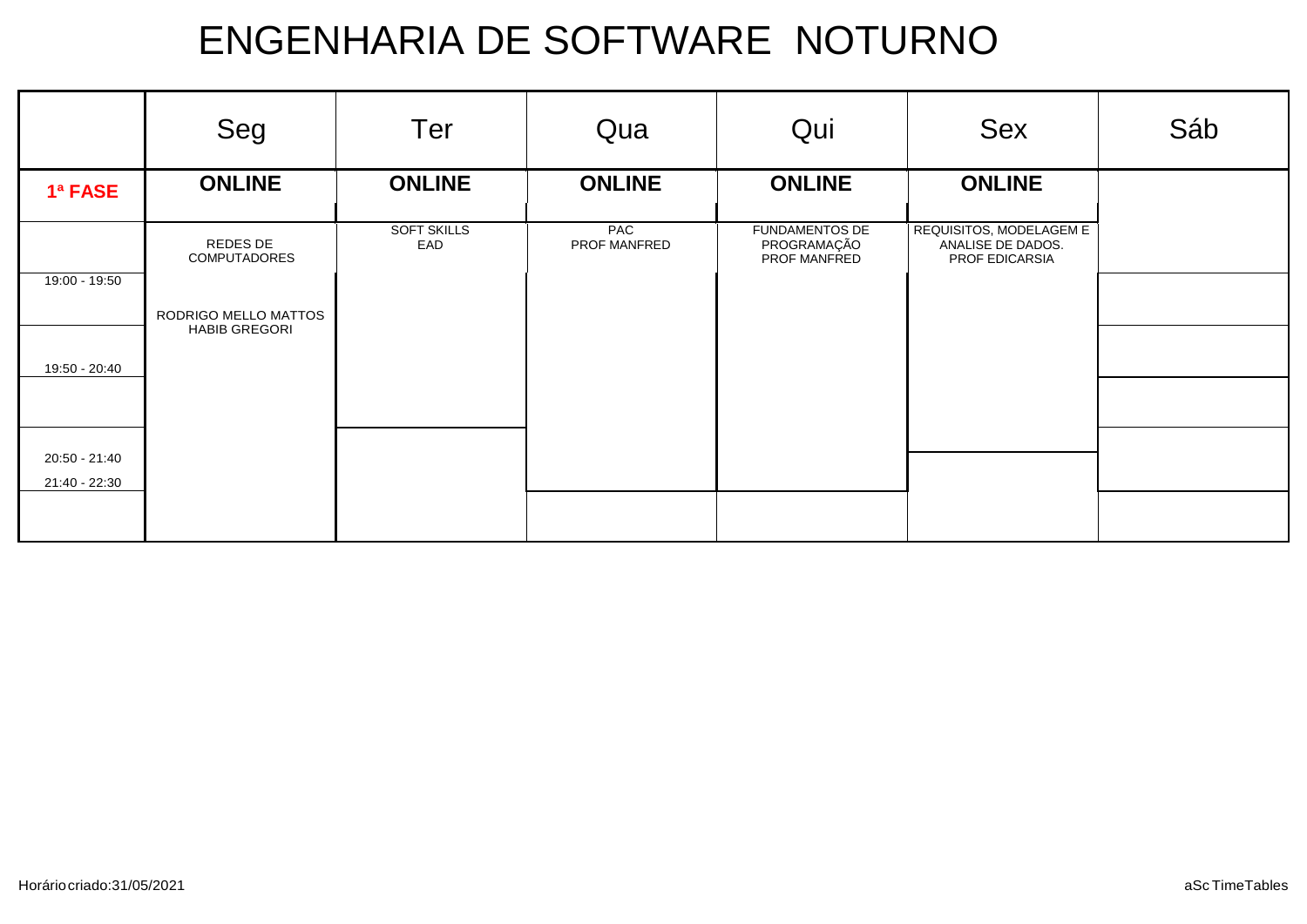# ENGENHARIA DE SOFTWARE NOTURNO

| | Seg | Ter | Qua | Qui | Sex | Sáb |
|---|---|---|---|---|---|---|
| **1ª FASE** | **ONLINE** | **ONLINE** | **ONLINE** | **ONLINE** | **ONLINE** | |
| 19:00 - 19:50 | REDES DE COMPUTADORES RODRIGO MELLO MATTOS HABIB GREGORI | SOFT SKILLS EAD | PAC PROF MANFRED | FUNDAMENTOS DE PROGRAMAÇÃO PROF MANFRED | REQUISITOS, MODELAGEM E ANALISE DE DADOS. PROF EDICARSIA | |
| 19:50 - 20:40 | | | | | | |
| 20:50 - 21:40 | | | | | | |
| 21:40 - 22:30 | | | | | | |

Horário criado:31/05/2021

aSc TimeTables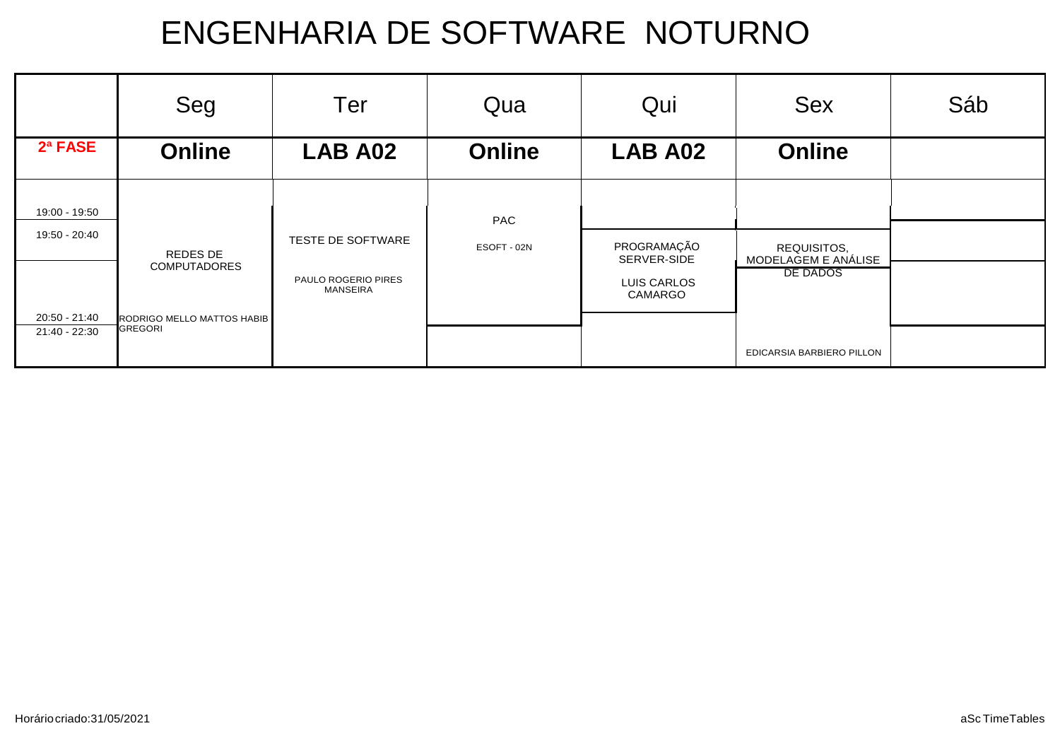# ENGENHARIA DE SOFTWARE NOTURNO

| | Seg | Ter | Qua | Qui | Sex | Sáb |
|---|---|---|---|---|---|---|
| **2ª FASE** | **Online** | **LAB A02** | **Online** | **LAB A02** | **Online** | |
| 19:00 - 19:50 | REDES DE COMPUTADORES RODRIGO MELLO MATTOS HABIB GREGORI | TESTE DE SOFTWARE PAULO ROGERIO PIRES MANSEIRA | PAC ESOFT - 02N | | | |
| 19:50 - 20:40 | | | | PROGRAMAÇÃO SERVER-SIDE LUIS CARLOS CAMARGO | REQUISITOS, MODELAGEM E ANÁLISE DE DADOS EDICARSIA BARBIERO PILLON | |
| 20:50 - 21:40 | | | | | | |
| 21:40 - 22:30 | | | | | | |

Horário criado:31/05/2021

aSc TimeTables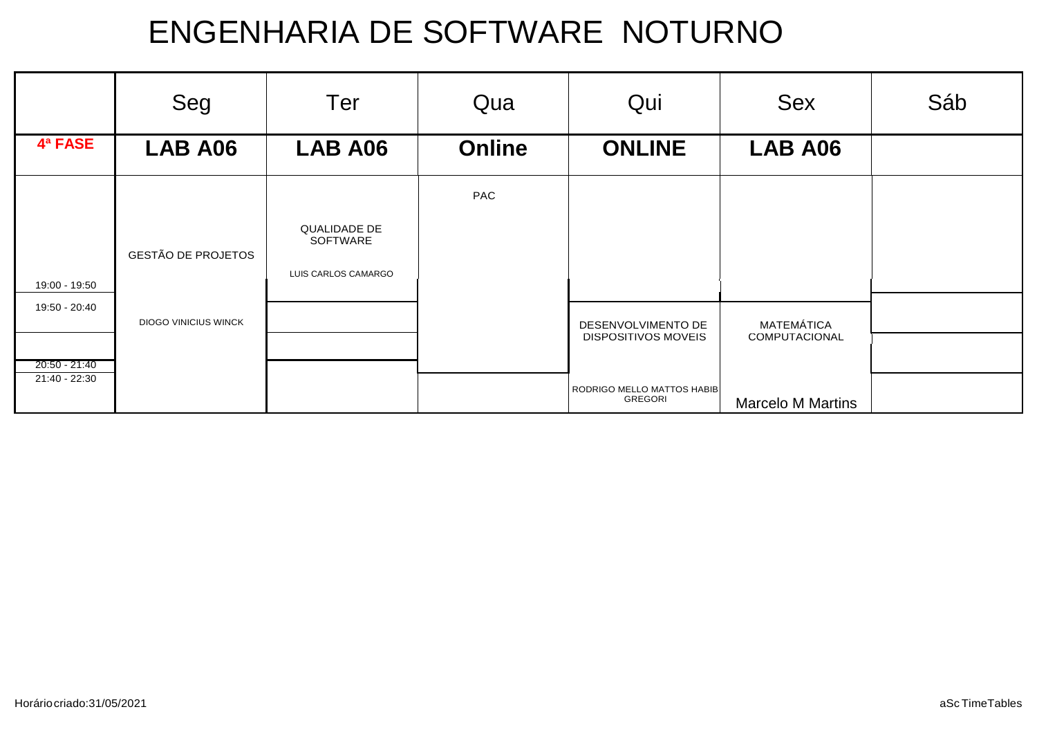# ENGENHARIA DE SOFTWARE NOTURNO

| | Seg | Ter | Qua | Qui | Sex | Sáb |
|---|---|---|---|---|---|---|
| **4ª FASE** | **LAB A06** | **LAB A06** | **Online** | **ONLINE** | **LAB A06** | |
| 19:00 - 19:50 | GESTÃO DE PROJETOS<br>DIOGO VINICIUS WINCK | QUALIDADE DE SOFTWARE<br>LUIS CARLOS CAMARGO | PAC | | | |
| 19:50 - 20:40 | | | | DESENVOLVIMENTO DE DISPOSITIVOS MOVEIS<br>RODRIGO MELLO MATTOS HABIB GREGORI | MATEMÁTICA COMPUTACIONAL<br>Marcelo M Martins | |
| 20:50 - 21:40 | | | | | | |
| 21:40 - 22:30 | | | | | | |

Horário criado:31/05/2021

aSc TimeTables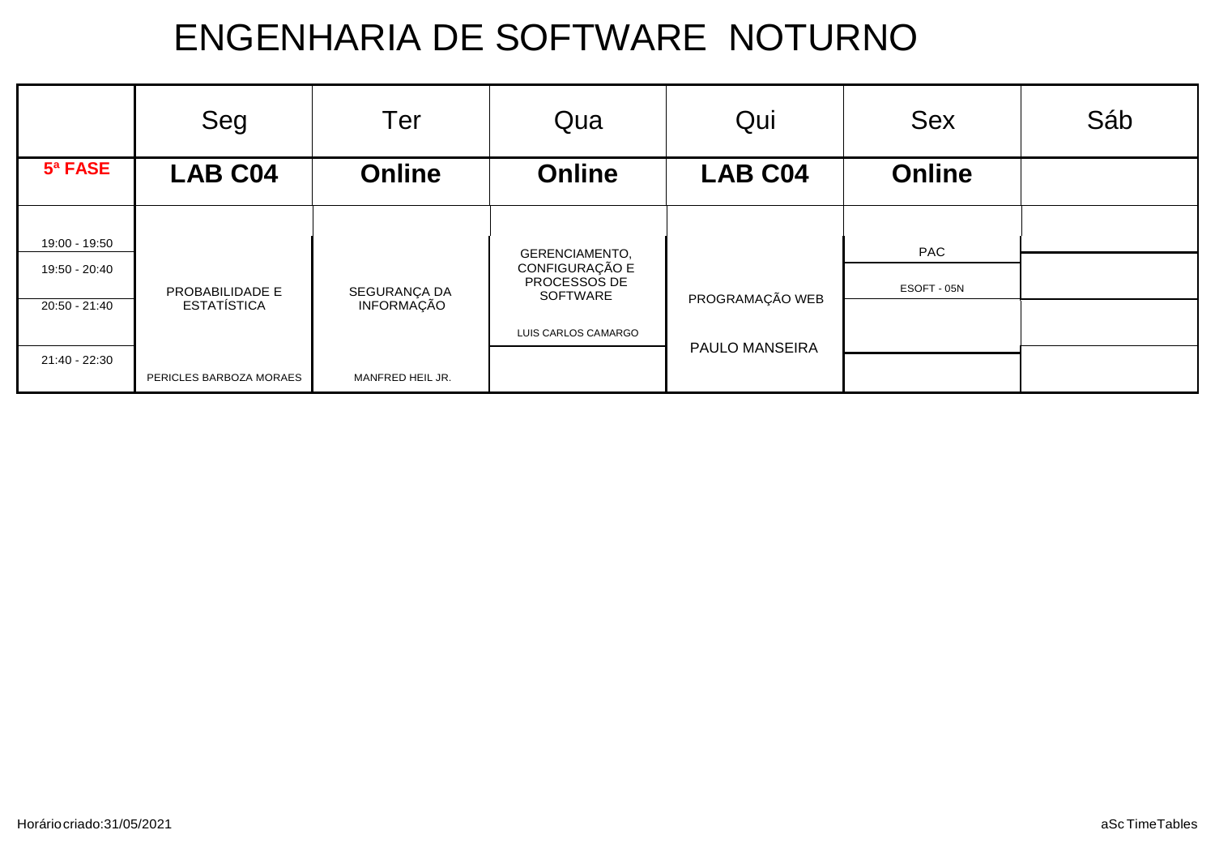# ENGENHARIA DE SOFTWARE NOTURNO

| | Seg | Ter | Qua | Qui | Sex | Sáb |
|---|---|---|---|---|---|---|
| **5ª FASE** | **LAB C04** | **Online** | **Online** | **LAB C04** | **Online** | |
| 19:00 - 19:50 | PROBABILIDADE E ESTATÍSTICA<br>PERICLES BARBOZA MORAES | SEGURANÇA DA INFORMAÇÃO<br>MANFRED HEIL JR. | GERENCIAMENTO, CONFIGURAÇÃO E PROCESSOS DE SOFTWARE<br>LUIS CARLOS CAMARGO | PROGRAMAÇÃO WEB<br>PAULO MANSEIRA | PAC<br>ESOFT - 05N | |
| 19:50 - 20:40 | | | | | | |
| 20:50 - 21:40 | | | | | | |
| 21:40 - 22:30 | | | | | | |

Horário criado:31/05/2021

aSc TimeTables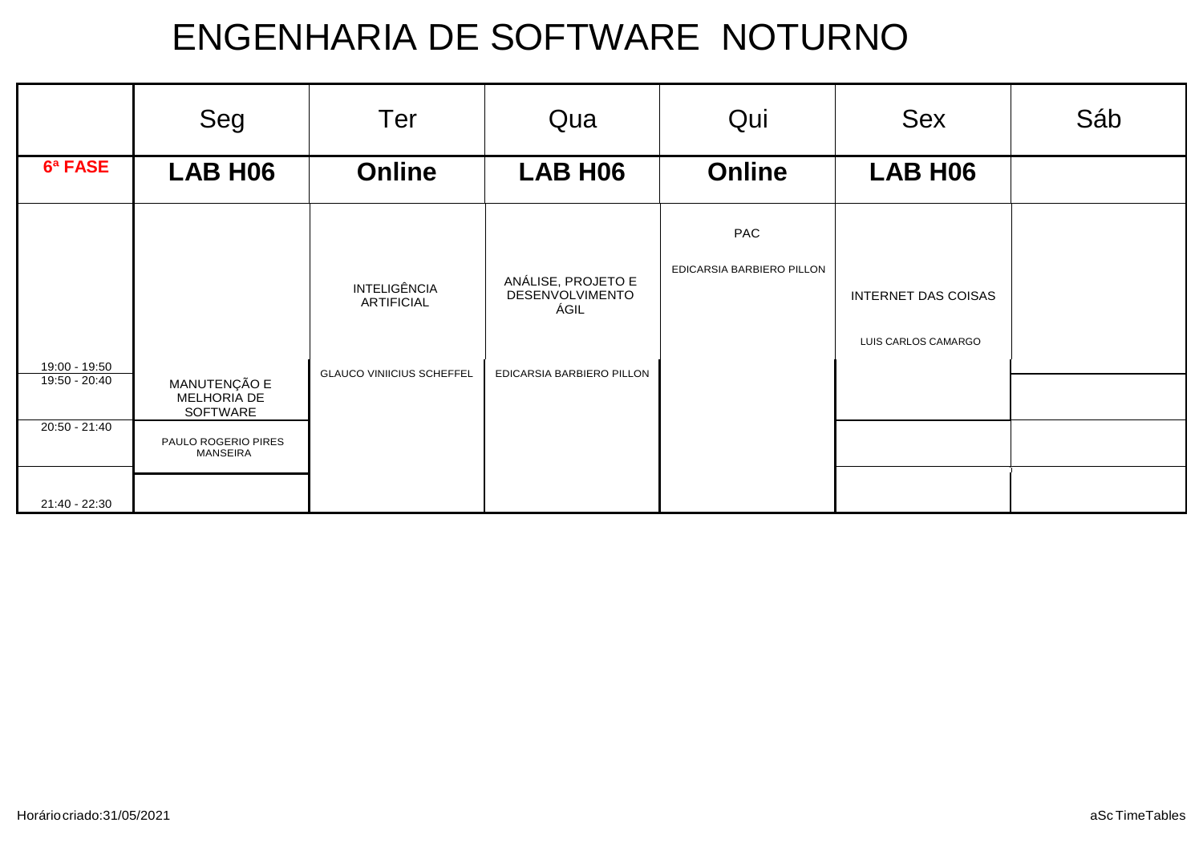# ENGENHARIA DE SOFTWARE NOTURNO

| | Seg | Ter | Qua | Qui | Sex | Sáb |
|---|---|---|---|---|---|---|
| **6ª FASE** | **LAB H06** | **Online** | **LAB H06** | **Online** | **LAB H06** | |
| 19:00 - 19:50 | | INTELIGÊNCIA ARTIFICIAL<br>GLAUCO VINIICIUS SCHEFFEL | ANÁLISE, PROJETO E DESENVOLVIMENTO ÁGIL<br>EDICARSIA BARBIERO PILLON | PAC<br>EDICARSIA BARBIERO PILLON | INTERNET DAS COISAS<br>LUIS CARLOS CAMARGO | |
| 19:50 - 20:40 | MANUTENÇÃO E MELHORIA DE SOFTWARE | | | | | |
| 20:50 - 21:40 | PAULO ROGERIO PIRES MANSEIRA | | | | | |
| 21:40 - 22:30 | | | | | | |

Horário criado:31/05/2021

aSc TimeTables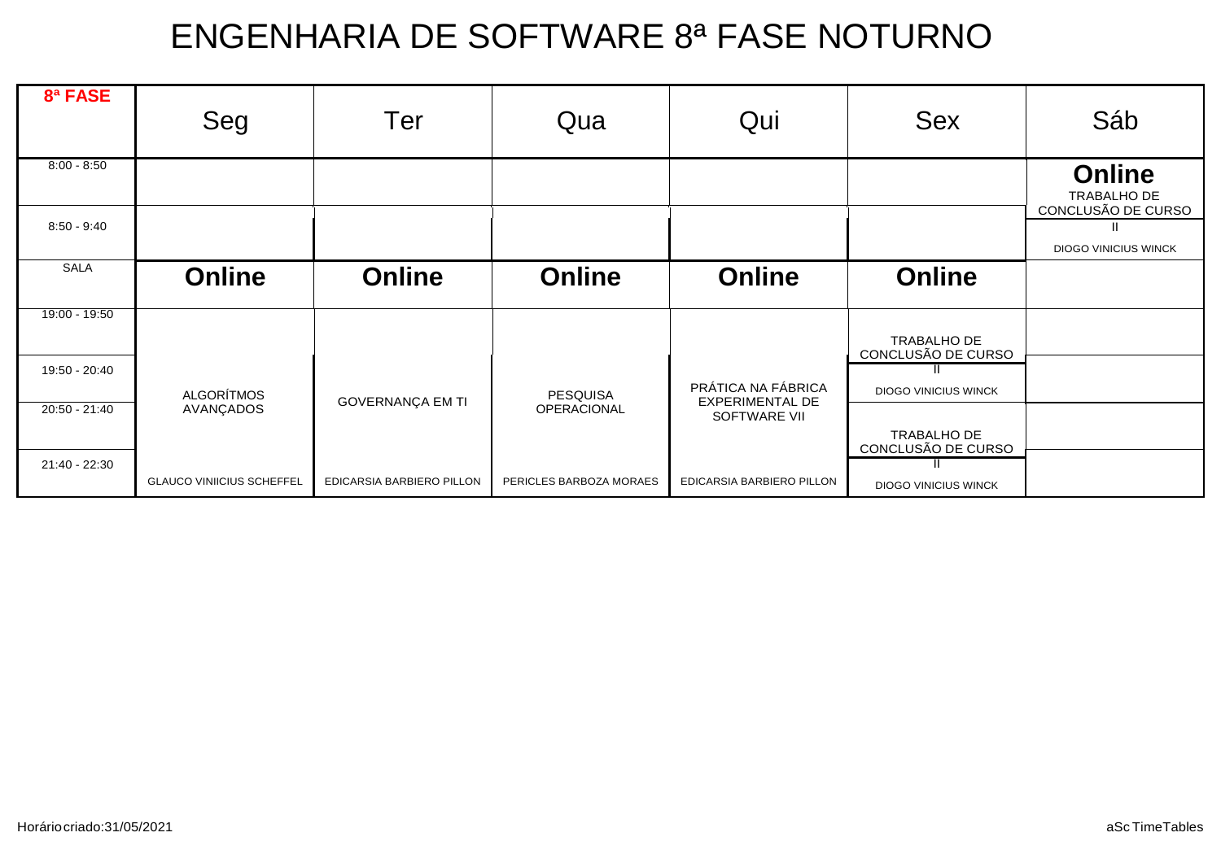# ENGENHARIA DE SOFTWARE 8ª FASE NOTURNO

| 8ª FASE | Seg | Ter | Qua | Qui | Sex | Sáb |
|---|---|---|---|---|---|---|
| 8:00 - 8:50 | | | | | | **Online** TRABALHO DE CONCLUSÃO DE CURSO II DIOGO VINICIUS WINCK |
| 8:50 - 9:40 | | | | | | |
| SALA | **Online** | **Online** | **Online** | **Online** | **Online** | |
| 19:00 - 19:50 | ALGORÍTMOS AVANÇADOS GLAUCO VINIICIUS SCHEFFEL | GOVERNANÇA EM TI EDICARSIA BARBIERO PILLON | PESQUISA OPERACIONAL PERICLES BARBOZA MORAES | PRÁTICA NA FÁBRICA EXPERIMENTAL DE SOFTWARE VII EDICARSIA BARBIERO PILLON | TRABALHO DE CONCLUSÃO DE CURSO II DIOGO VINICIUS WINCK | |
| 19:50 - 20:40 | | | | | | |
| 20:50 - 21:40 | | | | | TRABALHO DE CONCLUSÃO DE CURSO II DIOGO VINICIUS WINCK | |
| 21:40 - 22:30 | | | | | | |

Horário criado:31/05/2021

aSc TimeTables